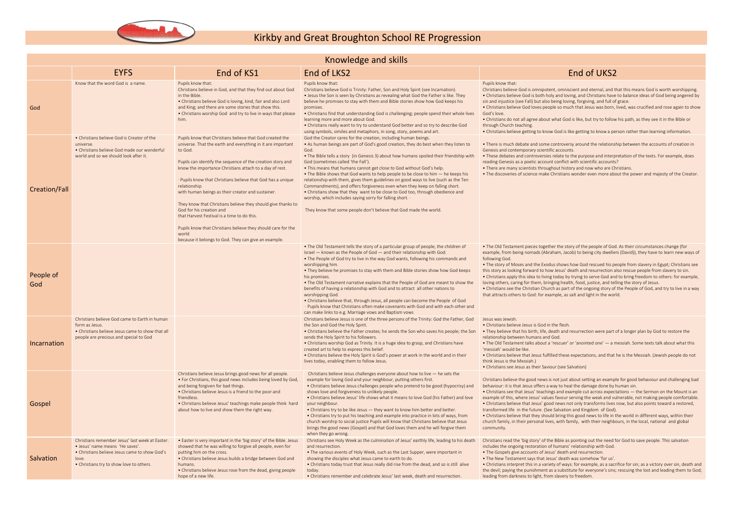# Kirkby and Great Broughton School RE Progression

## Knowledge and skills

| | EYFS | End of KS1 | End of LKS2 | End of UKS2 |
|---|---|---|---|---|
| God | Know that the word God is a name. | Pupils know that:<br>Christians believe in God, and that they find out about God in the Bible.<br>• Christians believe God is loving, kind, fair and also Lord and King; and there are some stories that show this.<br>• Christians worship God and try to live in ways that please him. | Pupils know that:<br>Christians believe God is Trinity: Father, Son and Holy Spirit (see Incarnation).<br>• Jesus the Son is seen by Christians as revealing what God the Father is like. They believe he promises to stay with them and Bible stories show how God keeps his promises.<br>• Christians find that understanding God is challenging; people spend their whole lives learning more and more about God.<br>• Christians really want to try to understand God better and so try to describe God using symbols, similes and metaphors, in song, story, poems and art. | Pupils know that:<br>Christians believe God is omnipotent, omniscient and eternal, and that this means God is worth worshipping.<br>• Christians believe God is both holy and loving, and Christians have to balance ideas of God being angered by sin and injustice (see Fall) but also being loving, forgiving, and full of grace.<br>• Christians believe God loves people so much that Jesus was born, lived, was crucified and rose again to show God's love.<br>• Christians do not all agree about what God is like, but try to follow his path, as they see it in the Bible or through Church teaching.<br>• Christians believe getting to know God is like getting to know a person rather than learning information. |
| Creation/Fall | • Christians believe God is Creator of the universe.<br>• Christians believe God made our wonderful world and so we should look after it. | Pupils know that Christians believe that God created the universe. That the earth and everything in it are important to God.<br><br>Pupils can identify the sequence of the creation story and know the importance Christians attach to a day of rest.<br><br>· Pupils know that Christians believe that God has a unique relationship with human beings as their creator and sustainer.<br><br>They know that Christians believe they should give thanks to God for his creation and that Harvest Festival is a time to do this.<br><br>Pupils know that Christians believe they should care for the world because it belongs to God. They can give an example. | God the Creator cares for the creation, including human beings.<br>• As human beings are part of God's good creation, they do best when they listen to God.<br>• The Bible tells a story (in Genesis 3) about how humans spoiled their friendship with God (sometimes called 'the Fall').<br>• This means that humans cannot get close to God without God's help.<br>• The Bible shows that God wants to help people to be close to him — he keeps his relationship with them, gives them guidelines on good ways to live (such as the Ten Commandments), and offers forgiveness even when they keep on falling short.<br>• Christians show that they want to be close to God too, through obedience and worship, which includes saying sorry for falling short. ·<br><br>They know that some people don't believe that God made the world. | • There is much debate and some controversy around the relationship between the accounts of creation in Genesis and contemporary scientific accounts.<br>• These debates and controversies relate to the purpose and interpretation of the texts. For example, does reading Genesis as a poetic account conflict with scientific accounts?<br>• There are many scientists throughout history and now who are Christians.<br>• The discoveries of science make Christians wonder even more about the power and majesty of the Creator. |
| People of God | | | • The Old Testament tells the story of a particular group of people, the children of Israel — known as the People of God — and their relationship with God.<br>• The People of God try to live in the way God wants, following his commands and worshipping him.<br>• They believe he promises to stay with them and Bible stories show how God keeps his promises.<br>• The Old Testament narrative explains that the People of God are meant to show the benefits of having a relationship with God and to attract all other nations to worshipping God.<br>• Christians believe that, through Jesus, all people can become the People of God<br>· Pupils know that Christians often make covenants with God and with each other and can make links to e.g. Marriage vows and Baptism vows | • The Old Testament pieces together the story of the people of God. As their circumstances change (for example, from being nomads (Abraham, Jacob) to being city dwellers (David)), they have to learn new ways of following God.<br>• The story of Moses and the Exodus shows how God rescued his people from slavery in Egypt; Christians see this story as looking forward to how Jesus' death and resurrection also rescue people from slavery to sin.<br>• Christians apply this idea to living today by trying to serve God and to bring freedom to others: for example, loving others, caring for them, bringing health, food, justice, and telling the story of Jesus.<br>• Christians see the Christian Church as part of the ongoing story of the People of God, and try to live in a way that attracts others to God: for example, as salt and light in the world. |
| Incarnation | Christians believe God came to Earth in human form as Jesus.<br>• Christians believe Jesus came to show that all people are precious and special to God | | Christians believe Jesus is one of the three persons of the Trinity: God the Father, God the Son and God the Holy Spirit.<br>• Christians believe the Father creates; he sends the Son who saves his people; the Son sends the Holy Spirit to his followers.<br>• Christians worship God as Trinity. It is a huge idea to grasp, and Christians have created art to help to express this belief.<br>• Christians believe the Holy Spirit is God's power at work in the world and in their lives today, enabling them to follow Jesus. | Jesus was Jewish.<br>• Christians believe Jesus is God in the flesh.<br>• They believe that his birth, life, death and resurrection were part of a longer plan by God to restore the relationship between humans and God.<br>• The Old Testament talks about a 'rescuer' or 'anointed one' — a messiah. Some texts talk about what this 'messiah' would be like.<br>• Christians believe that Jesus fulfilled these expectations, and that he is the Messiah. (Jewish people do not think Jesus is the Messiah.)<br>• Christians see Jesus as their Saviour (see Salvation) |
| Gospel | | Christians believe Jesus brings good news for all people.<br>• For Christians, this good news includes being loved by God, and being forgiven for bad things.<br>• Christians believe Jesus is a friend to the poor and friendless.<br>• Christians believe Jesus' teachings make people think hard about how to live and show them the right way. | Christians believe Jesus challenges everyone about how to live — he sets the example for loving God and your neighbour, putting others first.<br>• Christians believe Jesus challenges people who pretend to be good (hypocrisy) and shows love and forgiveness to unlikely people.<br>• Christians believe Jesus' life shows what it means to love God (his Father) and love your neighbour.<br>• Christians try to be like Jesus — they want to know him better and better.<br>• Christians try to put his teaching and example into practice in lots of ways, from church worship to social justice Pupils will know that Christians believe that Jesus brings the good news (Gospel) and that God loves them and he will forgive them when they go wrong. | Christians believe the good news is not just about setting an example for good behaviour and challenging bad behaviour: it is that Jesus offers a way to heal the damage done by human sin.<br>• Christians see that Jesus' teachings and example cut across expectations — the Sermon on the Mount is an example of this, where Jesus' values favour serving the weak and vulnerable, not making people comfortable.<br>• Christians believe that Jesus' good news not only transforms lives now, but also points toward a restored, transformed life in the future. (See Salvation and Kingdom of God).<br>• Christians believe that they should bring this good news to life in the world in different ways, within their church family, in their personal lives, with family, with their neighbours, in the local, national and global community. |
| Salvation | Christians remember Jesus' last week at Easter.<br>• Jesus' name means 'He saves'.<br>• Christians believe Jesus came to show God's love.<br>• Christians try to show love to others. | • Easter is very important in the 'big story' of the Bible. Jesus showed that he was willing to forgive all people, even for putting him on the cross.<br>• Christians believe Jesus builds a bridge between God and humans.<br>• Christians believe Jesus rose from the dead, giving people hope of a new life. | Christians see Holy Week as the culmination of Jesus' earthly life, leading to his death and resurrection.<br>• The various events of Holy Week, such as the Last Supper, were important in showing the disciples what Jesus came to earth to do.<br>• Christians today trust that Jesus really did rise from the dead, and so is still alive today.<br>• Christians remember and celebrate Jesus' last week, death and resurrection. | Christians read the 'big story' of the Bible as pointing out the need for God to save people. This salvation includes the ongoing restoration of humans' relationship with God.<br>• The Gospels give accounts of Jesus' death and resurrection.<br>• The New Testament says that Jesus' death was somehow 'for us'.<br>• Christians interpret this in a variety of ways: for example, as a sacrifice for sin; as a victory over sin, death and the devil; paying the punishment as a substitute for everyone's sins; rescuing the lost and leading them to God; leading from darkness to light, from slavery to freedom. |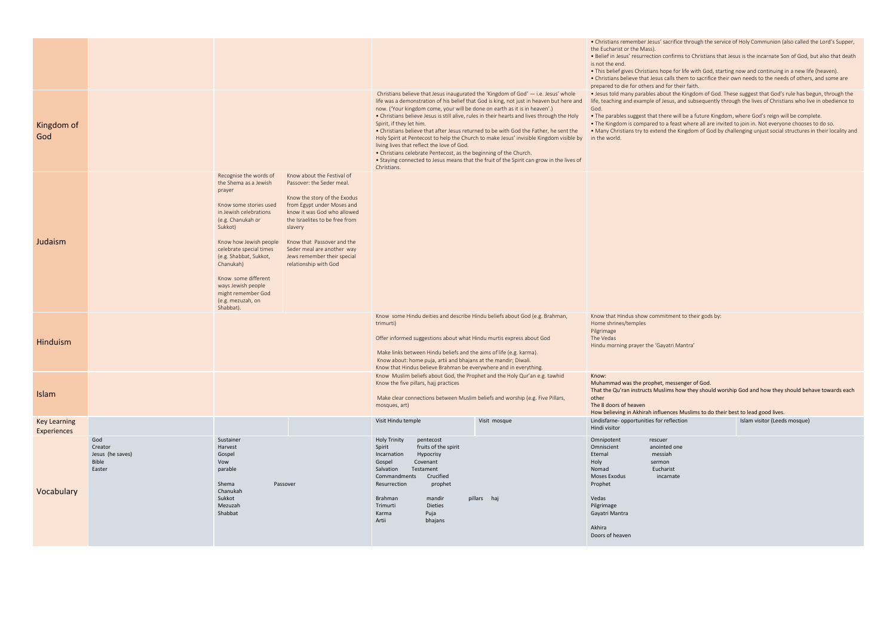| | | | | | | | |
|---|---|---|---|---|---|---|---|
| | | | | | | • Christians remember Jesus' sacrifice through the service of Holy Communion (also called the Lord's Supper, the Eucharist or the Mass).<br>• Belief in Jesus' resurrection confirms to Christians that Jesus is the incarnate Son of God, but also that death is not the end.<br>• This belief gives Christians hope for life with God, starting now and continuing in a new life (heaven).<br>• Christians believe that Jesus calls them to sacrifice their own needs to the needs of others, and some are prepared to die for others and for their faith. | |
| **Kingdom of God** | | | | Christians believe that Jesus inaugurated the 'Kingdom of God' — i.e. Jesus' whole life was a demonstration of his belief that God is king, not just in heaven but here and now. ('Your kingdom come, your will be done on earth as it is in heaven'.)<br>• Christians believe Jesus is still alive, rules in their hearts and lives through the Holy Spirit, if they let him.<br>• Christians believe that after Jesus returned to be with God the Father, he sent the Holy Spirit at Pentecost to help the Church to make Jesus' invisible Kingdom visible by living lives that reflect the love of God.<br>• Christians celebrate Pentecost, as the beginning of the Church.<br>• Staying connected to Jesus means that the fruit of the Spirit can grow in the lives of Christians. | | • Jesus told many parables about the Kingdom of God. These suggest that God's rule has begun, through the life, teaching and example of Jesus, and subsequently through the lives of Christians who live in obedience to God.<br>• The parables suggest that there will be a future Kingdom, where God's reign will be complete.<br>• The Kingdom is compared to a feast where all are invited to join in. Not everyone chooses to do so.<br>• Many Christians try to extend the Kingdom of God by challenging unjust social structures in their locality and in the world. | |
| **Judaism** | | Recognise the words of the Shema as a Jewish prayer<br><br>Know some stories used in Jewish celebrations (e.g. Chanukah or Sukkot)<br><br>Know how Jewish people celebrate special times (e.g. Shabbat, Sukkot, Chanukah)<br><br>Know some different ways Jewish people might remember God (e.g. mezuzah, on Shabbat). | Know about the Festival of Passover: the Seder meal.<br><br>Know the story of the Exodus from Egypt under Moses and know it was God who allowed the Israelites to be free from slavery<br><br>Know that Passover and the Seder meal are another way Jews remember their special relationship with God | | | | |
| **Hinduism** | | | | Know some Hindu deities and describe Hindu beliefs about God (e.g. Brahman, trimurti)<br><br>Offer informed suggestions about what Hindu murtis express about God<br><br>Make links between Hindu beliefs and the aims of life (e.g. karma).<br>Know about: home puja, artii and bhajans at the mandir; Diwali.<br>Know that Hindus believe Brahman be everywhere and in everything. | | Know that Hindus show commitment to their gods by:<br>Home shrines/temples<br>Pilgrimage<br>The Vedas<br>Hindu morning prayer the 'Gayatri Mantra' | |
| **Islam** | | | | Know Muslim beliefs about God, the Prophet and the Holy Qur'an e.g. tawhid<br>Know the five pillars, hajj practices<br><br>Make clear connections between Muslim beliefs and worship (e.g. Five Pillars, mosques, art) | | Know:<br>Muhammad was the prophet, messenger of God.<br>That the Qu'ran instructs Muslims how they should worship God and how they should behave towards each other<br>The 8 doors of heaven<br>How believing in Akhirah influences Muslims to do their best to lead good lives. | |
| **Key Learning Experiences** | | | | Visit Hindu temple | Visit mosque | Lindisfarne- opportunities for reflection<br>Hindi visitor | Islam visitor (Leeds mosque) |
| **Vocabulary** | God<br>Creator<br>Jesus (he saves)<br>Bible<br>Easter | Sustainer<br>Harvest<br>Gospel<br>Vow<br>parable<br><br>Shema<br>Chanukah<br>Sukkot<br>Mezuzah<br>Shabbat | Passover | Holy Trinity<br>Spirit<br>Incarnation<br>Gospel<br>Salvation<br>Commandments<br>Resurrection<br><br>Brahman<br>Trimurti<br>Karma<br>Artii | pentecost<br>fruits of the spirit<br>Hypocrisy<br>Covenant<br>Testament<br>Crucified<br>prophet<br><br>mandir pillars haj<br>Dieties<br>Puja<br>bhajans | Omnipotent<br>Omniscient<br>Eternal<br>Holy<br>Nomad<br>Moses Exodus<br>Prophet<br><br>Vedas<br>Pilgrimage<br>Gayatri Mantra<br><br>Akhira<br>Doors of heaven | rescuer<br>anointed one<br>messiah<br>sermon<br>Eucharist<br>incarnate |